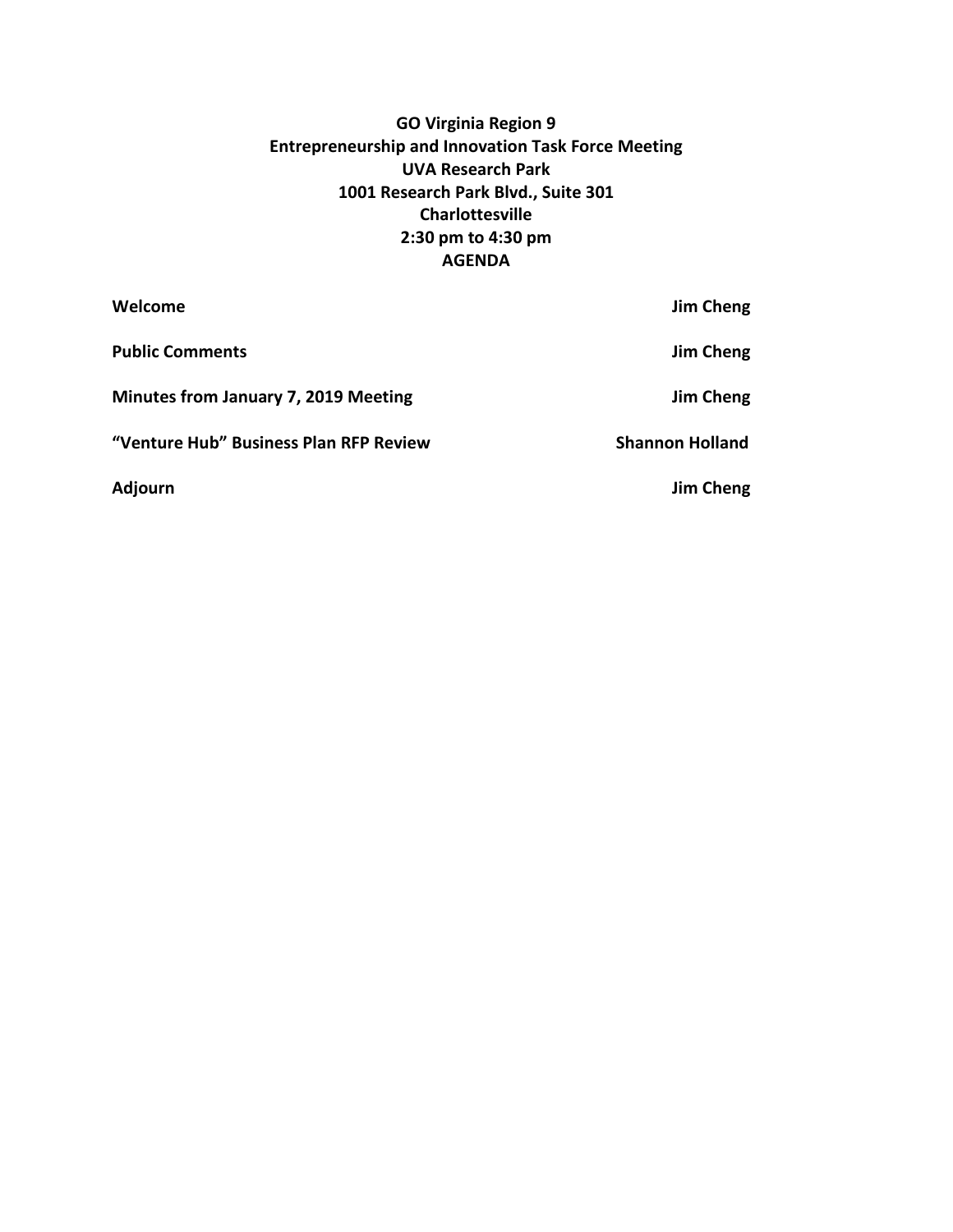# GO Virginia Region 9
## Entrepreneurship and Innovation Task Force Meeting
### UVA Research Park
### 1001 Research Park Blvd., Suite 301
### Charlottesville
### 2:30 pm to 4:30 pm
### AGENDA

| | |
|---|---|
| **Welcome** | **Jim Cheng** |
| **Public Comments** | **Jim Cheng** |
| **Minutes from January 7, 2019 Meeting** | **Jim Cheng** |
| **"Venture Hub" Business Plan RFP Review** | **Shannon Holland** |
| **Adjourn** | **Jim Cheng** |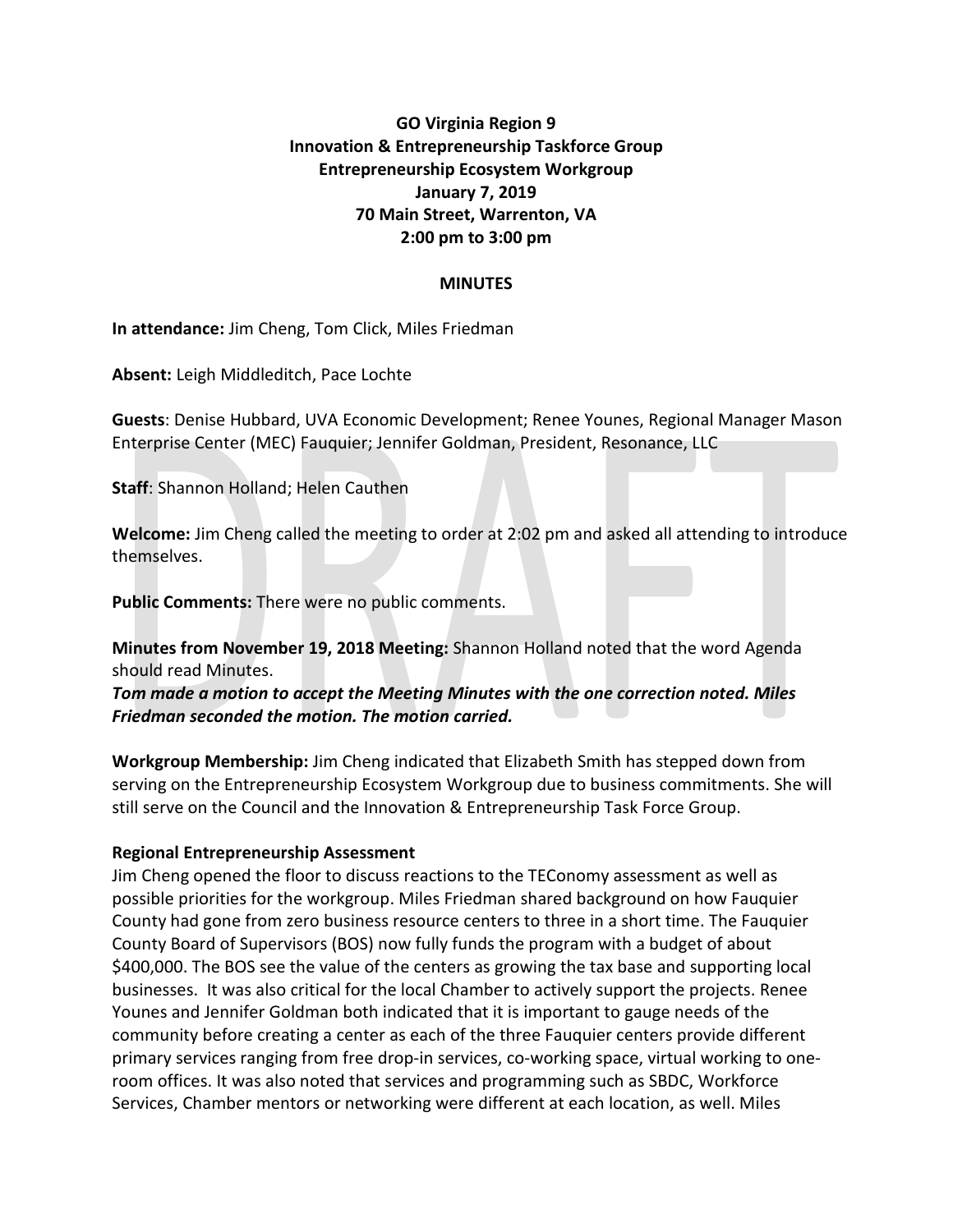**GO Virginia Region 9**
**Innovation & Entrepreneurship Taskforce Group**
**Entrepreneurship Ecosystem Workgroup**
**January 7, 2019**
**70 Main Street, Warrenton, VA**
**2:00 pm to 3:00 pm**

**MINUTES**

**In attendance:** Jim Cheng, Tom Click, Miles Friedman

**Absent:** Leigh Middleditch, Pace Lochte

**Guests**: Denise Hubbard, UVA Economic Development; Renee Younes, Regional Manager Mason Enterprise Center (MEC) Fauquier; Jennifer Goldman, President, Resonance, LLC

**Staff**: Shannon Holland; Helen Cauthen

**Welcome:** Jim Cheng called the meeting to order at 2:02 pm and asked all attending to introduce themselves.

**Public Comments:** There were no public comments.

**Minutes from November 19, 2018 Meeting:** Shannon Holland noted that the word Agenda should read Minutes.
***Tom made a motion to accept the Meeting Minutes with the one correction noted. Miles Friedman seconded the motion. The motion carried.***

**Workgroup Membership:** Jim Cheng indicated that Elizabeth Smith has stepped down from serving on the Entrepreneurship Ecosystem Workgroup due to business commitments. She will still serve on the Council and the Innovation & Entrepreneurship Task Force Group.

**Regional Entrepreneurship Assessment**
Jim Cheng opened the floor to discuss reactions to the TEConomy assessment as well as possible priorities for the workgroup. Miles Friedman shared background on how Fauquier County had gone from zero business resource centers to three in a short time. The Fauquier County Board of Supervisors (BOS) now fully funds the program with a budget of about $400,000. The BOS see the value of the centers as growing the tax base and supporting local businesses. It was also critical for the local Chamber to actively support the projects. Renee Younes and Jennifer Goldman both indicated that it is important to gauge needs of the community before creating a center as each of the three Fauquier centers provide different primary services ranging from free drop-in services, co-working space, virtual working to one-room offices. It was also noted that services and programming such as SBDC, Workforce Services, Chamber mentors or networking were different at each location, as well. Miles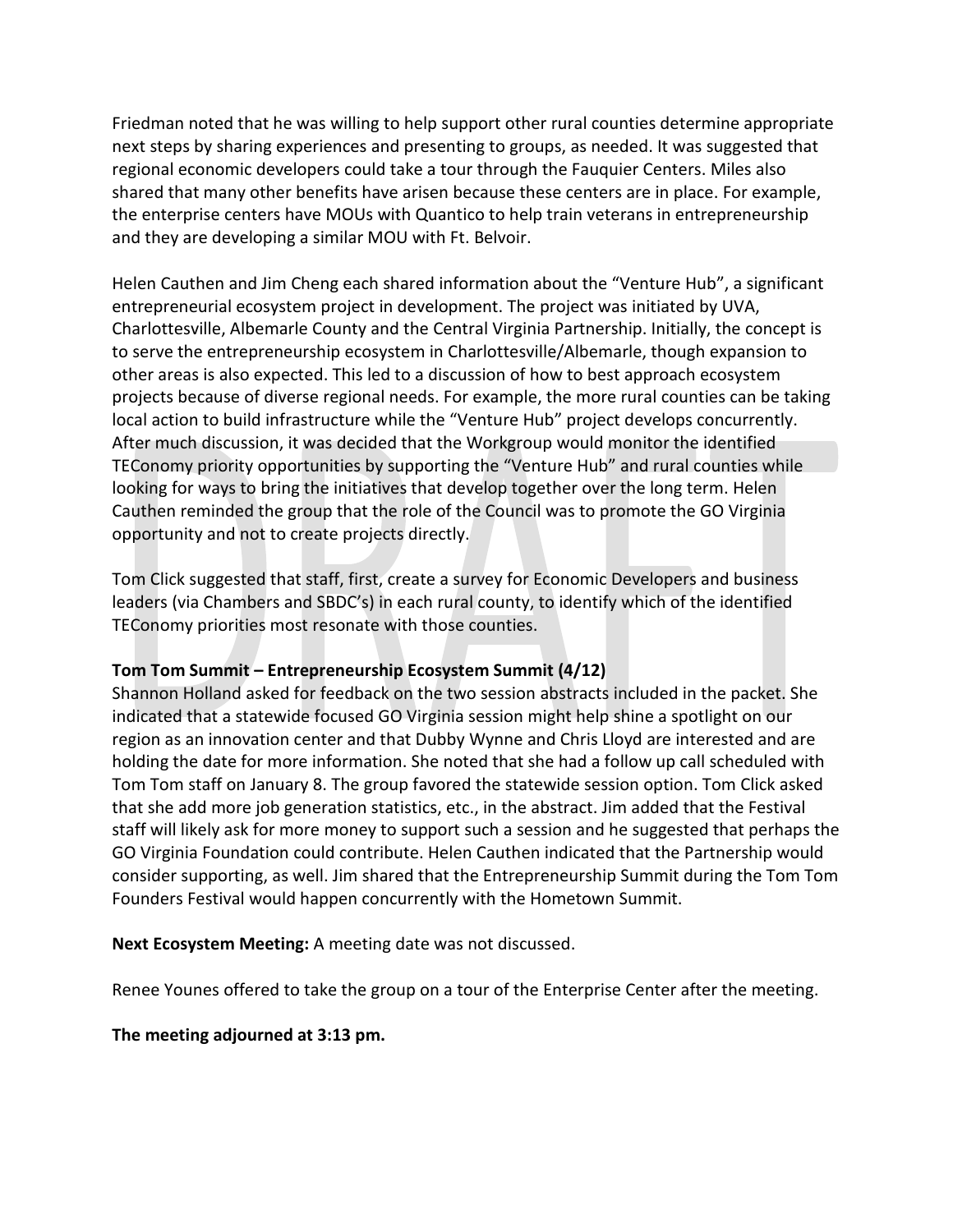Friedman noted that he was willing to help support other rural counties determine appropriate next steps by sharing experiences and presenting to groups, as needed. It was suggested that regional economic developers could take a tour through the Fauquier Centers. Miles also shared that many other benefits have arisen because these centers are in place. For example, the enterprise centers have MOUs with Quantico to help train veterans in entrepreneurship and they are developing a similar MOU with Ft. Belvoir.

Helen Cauthen and Jim Cheng each shared information about the "Venture Hub", a significant entrepreneurial ecosystem project in development. The project was initiated by UVA, Charlottesville, Albemarle County and the Central Virginia Partnership. Initially, the concept is to serve the entrepreneurship ecosystem in Charlottesville/Albemarle, though expansion to other areas is also expected. This led to a discussion of how to best approach ecosystem projects because of diverse regional needs. For example, the more rural counties can be taking local action to build infrastructure while the "Venture Hub" project develops concurrently. After much discussion, it was decided that the Workgroup would monitor the identified TEConomy priority opportunities by supporting the "Venture Hub" and rural counties while looking for ways to bring the initiatives that develop together over the long term. Helen Cauthen reminded the group that the role of the Council was to promote the GO Virginia opportunity and not to create projects directly.

Tom Click suggested that staff, first, create a survey for Economic Developers and business leaders (via Chambers and SBDC's) in each rural county, to identify which of the identified TEConomy priorities most resonate with those counties.

**Tom Tom Summit – Entrepreneurship Ecosystem Summit (4/12)**
Shannon Holland asked for feedback on the two session abstracts included in the packet. She indicated that a statewide focused GO Virginia session might help shine a spotlight on our region as an innovation center and that Dubby Wynne and Chris Lloyd are interested and are holding the date for more information. She noted that she had a follow up call scheduled with Tom Tom staff on January 8. The group favored the statewide session option. Tom Click asked that she add more job generation statistics, etc., in the abstract. Jim added that the Festival staff will likely ask for more money to support such a session and he suggested that perhaps the GO Virginia Foundation could contribute. Helen Cauthen indicated that the Partnership would consider supporting, as well. Jim shared that the Entrepreneurship Summit during the Tom Tom Founders Festival would happen concurrently with the Hometown Summit.

**Next Ecosystem Meeting:** A meeting date was not discussed.

Renee Younes offered to take the group on a tour of the Enterprise Center after the meeting.

**The meeting adjourned at 3:13 pm.**